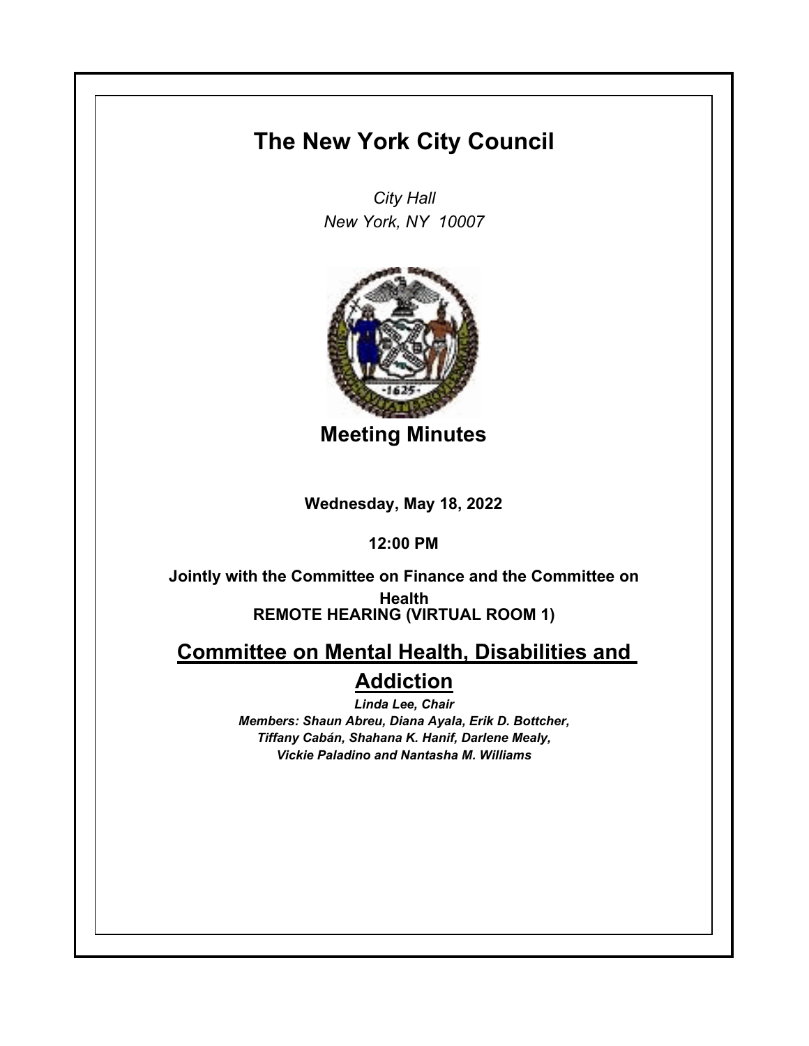# The New York City Council

*City Hall*
*New York, NY 10007*

## Meeting Minutes

**Wednesday, May 18, 2022**

**12:00 PM**

**Jointly with the Committee on Finance and the Committee on Health**
**REMOTE HEARING (VIRTUAL ROOM 1)**

## Committee on Mental Health, Disabilities and Addiction

***Linda Lee, Chair***
***Members: Shaun Abreu, Diana Ayala, Erik D. Bottcher, Tiffany Cabán, Shahana K. Hanif, Darlene Mealy, Vickie Paladino and Nantasha M. Williams***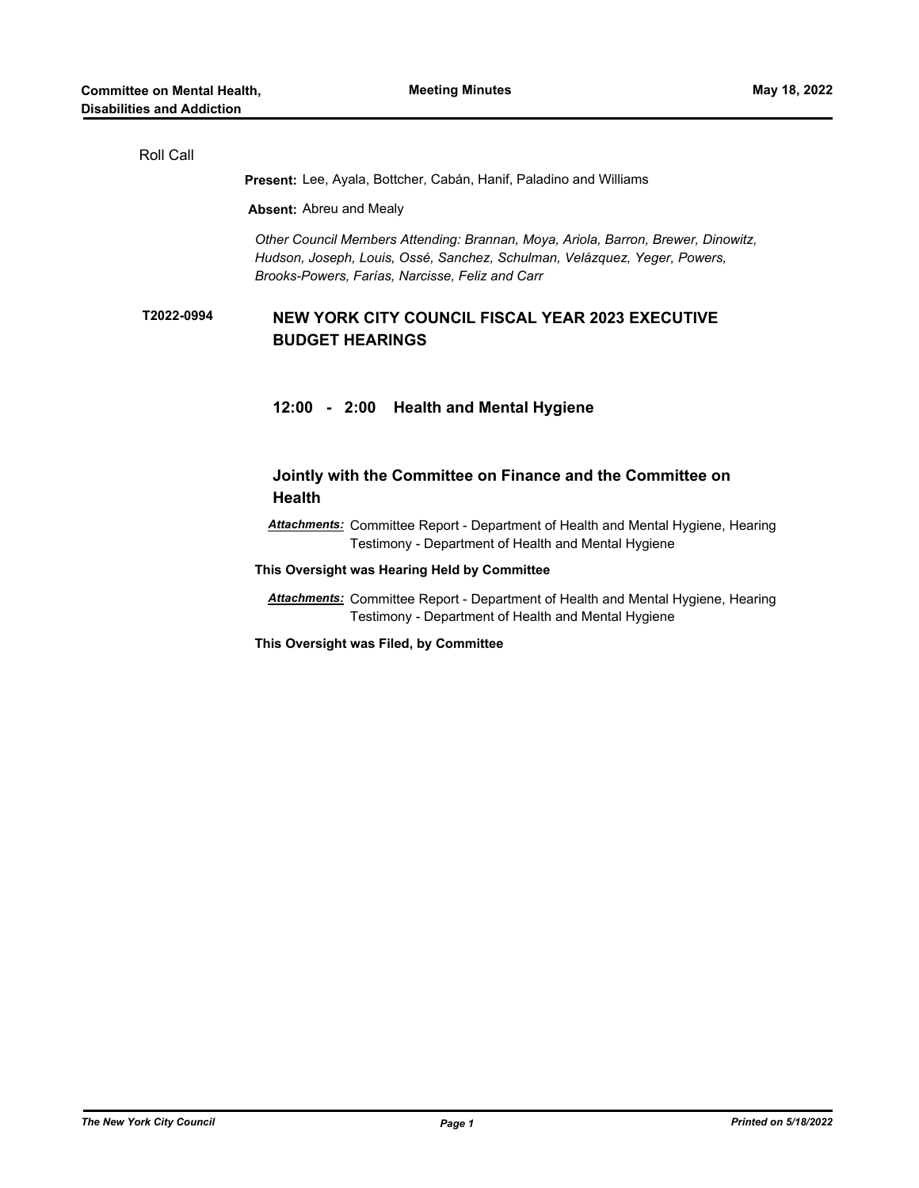Roll Call

**Present:** Lee, Ayala, Bottcher, Cabán, Hanif, Paladino and Williams

**Absent:** Abreu and Mealy

*Other Council Members Attending: Brannan, Moya, Ariola, Barron, Brewer, Dinowitz, Hudson, Joseph, Louis, Ossé, Sanchez, Schulman, Velázquez, Yeger, Powers, Brooks-Powers, Farías, Narcisse, Feliz and Carr*

**T2022-0994**

## NEW YORK CITY COUNCIL FISCAL YEAR 2023 EXECUTIVE BUDGET HEARINGS

### 12:00 - 2:00 Health and Mental Hygiene

### Jointly with the Committee on Finance and the Committee on Health

***Attachments:*** Committee Report - Department of Health and Mental Hygiene, Hearing Testimony - Department of Health and Mental Hygiene

**This Oversight was Hearing Held by Committee**

***Attachments:*** Committee Report - Department of Health and Mental Hygiene, Hearing Testimony - Department of Health and Mental Hygiene

**This Oversight was Filed, by Committee**